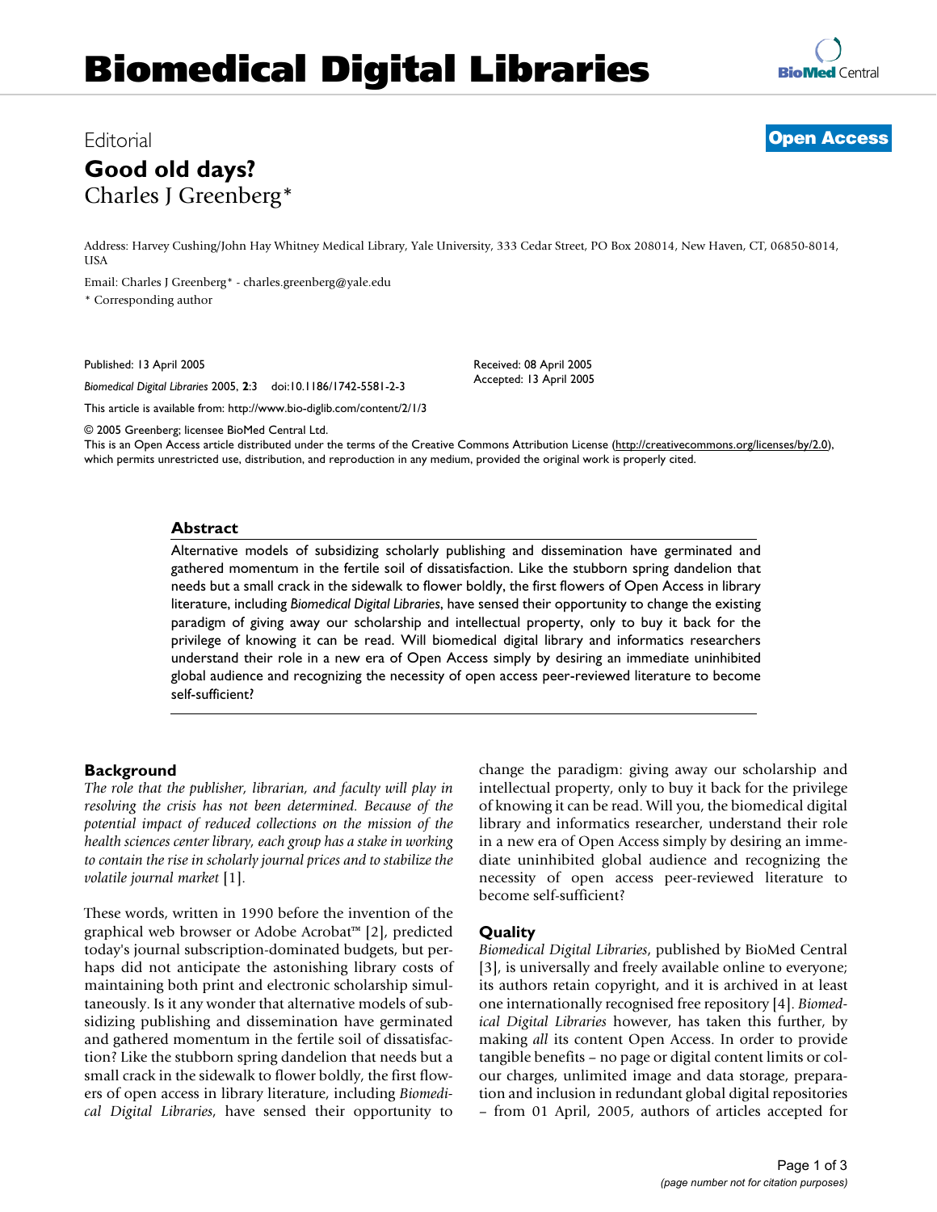# Biomedical Digital Libraries

Editorial

**Open Access**

## Good old days?

Charles J Greenberg*

Address: Harvey Cushing/John Hay Whitney Medical Library, Yale University, 333 Cedar Street, PO Box 208014, New Haven, CT, 06850-8014, USA

Email: Charles J Greenberg* - charles.greenberg@yale.edu

\* Corresponding author

Published: 13 April 2005

*Biomedical Digital Libraries* 2005, **2**:3 doi:10.1186/1742-5581-2-3

This article is available from: http://www.bio-diglib.com/content/2/1/3

Received: 08 April 2005
Accepted: 13 April 2005

© 2005 Greenberg; licensee BioMed Central Ltd.

This is an Open Access article distributed under the terms of the Creative Commons Attribution License (http://creativecommons.org/licenses/by/2.0), which permits unrestricted use, distribution, and reproduction in any medium, provided the original work is properly cited.

### Abstract

Alternative models of subsidizing scholarly publishing and dissemination have germinated and gathered momentum in the fertile soil of dissatisfaction. Like the stubborn spring dandelion that needs but a small crack in the sidewalk to flower boldly, the first flowers of Open Access in library literature, including *Biomedical Digital Libraries*, have sensed their opportunity to change the existing paradigm of giving away our scholarship and intellectual property, only to buy it back for the privilege of knowing it can be read. Will biomedical digital library and informatics researchers understand their role in a new era of Open Access simply by desiring an immediate uninhibited global audience and recognizing the necessity of open access peer-reviewed literature to become self-sufficient?

### Background

*The role that the publisher, librarian, and faculty will play in resolving the crisis has not been determined. Because of the potential impact of reduced collections on the mission of the health sciences center library, each group has a stake in working to contain the rise in scholarly journal prices and to stabilize the volatile journal market* [1].

These words, written in 1990 before the invention of the graphical web browser or Adobe Acrobat™ [2], predicted today's journal subscription-dominated budgets, but perhaps did not anticipate the astonishing library costs of maintaining both print and electronic scholarship simultaneously. Is it any wonder that alternative models of subsidizing publishing and dissemination have germinated and gathered momentum in the fertile soil of dissatisfaction? Like the stubborn spring dandelion that needs but a small crack in the sidewalk to flower boldly, the first flowers of open access in library literature, including *Biomedical Digital Libraries*, have sensed their opportunity to change the paradigm: giving away our scholarship and intellectual property, only to buy it back for the privilege of knowing it can be read. Will you, the biomedical digital library and informatics researcher, understand their role in a new era of Open Access simply by desiring an immediate uninhibited global audience and recognizing the necessity of open access peer-reviewed literature to become self-sufficient?

### Quality

*Biomedical Digital Libraries*, published by BioMed Central [3], is universally and freely available online to everyone; its authors retain copyright, and it is archived in at least one internationally recognised free repository [4]. *Biomedical Digital Libraries* however, has taken this further, by making *all* its content Open Access. In order to provide tangible benefits – no page or digital content limits or colour charges, unlimited image and data storage, preparation and inclusion in redundant global digital repositories – from 01 April, 2005, authors of articles accepted for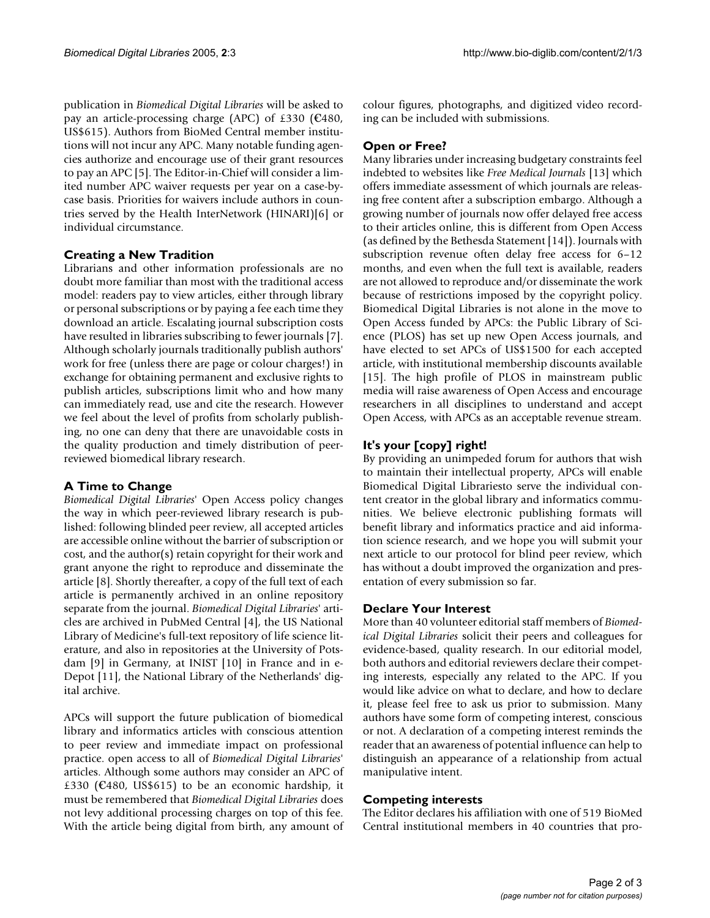publication in *Biomedical Digital Libraries* will be asked to pay an article-processing charge (APC) of £330 (€480, US$615). Authors from BioMed Central member institutions will not incur any APC. Many notable funding agencies authorize and encourage use of their grant resources to pay an APC [5]. The Editor-in-Chief will consider a limited number APC waiver requests per year on a case-by-case basis. Priorities for waivers include authors in countries served by the Health InterNetwork (HINARI)[6] or individual circumstance.

## Creating a New Tradition

Librarians and other information professionals are no doubt more familiar than most with the traditional access model: readers pay to view articles, either through library or personal subscriptions or by paying a fee each time they download an article. Escalating journal subscription costs have resulted in libraries subscribing to fewer journals [7]. Although scholarly journals traditionally publish authors' work for free (unless there are page or colour charges!) in exchange for obtaining permanent and exclusive rights to publish articles, subscriptions limit who and how many can immediately read, use and cite the research. However we feel about the level of profits from scholarly publishing, no one can deny that there are unavoidable costs in the quality production and timely distribution of peer-reviewed biomedical library research.

## A Time to Change

*Biomedical Digital Libraries*' Open Access policy changes the way in which peer-reviewed library research is published: following blinded peer review, all accepted articles are accessible online without the barrier of subscription or cost, and the author(s) retain copyright for their work and grant anyone the right to reproduce and disseminate the article [8]. Shortly thereafter, a copy of the full text of each article is permanently archived in an online repository separate from the journal. *Biomedical Digital Libraries*' articles are archived in PubMed Central [4], the US National Library of Medicine's full-text repository of life science literature, and also in repositories at the University of Potsdam [9] in Germany, at INIST [10] in France and in e-Depot [11], the National Library of the Netherlands' digital archive.

APCs will support the future publication of biomedical library and informatics articles with conscious attention to peer review and immediate impact on professional practice. open access to all of *Biomedical Digital Libraries*' articles. Although some authors may consider an APC of £330 (€480, US$615) to be an economic hardship, it must be remembered that *Biomedical Digital Libraries* does not levy additional processing charges on top of this fee. With the article being digital from birth, any amount of colour figures, photographs, and digitized video recording can be included with submissions.

## Open or Free?

Many libraries under increasing budgetary constraints feel indebted to websites like *Free Medical Journals* [13] which offers immediate assessment of which journals are releasing free content after a subscription embargo. Although a growing number of journals now offer delayed free access to their articles online, this is different from Open Access (as defined by the Bethesda Statement [14]). Journals with subscription revenue often delay free access for 6–12 months, and even when the full text is available, readers are not allowed to reproduce and/or disseminate the work because of restrictions imposed by the copyright policy. Biomedical Digital Libraries is not alone in the move to Open Access funded by APCs: the Public Library of Science (PLOS) has set up new Open Access journals, and have elected to set APCs of US$1500 for each accepted article, with institutional membership discounts available [15]. The high profile of PLOS in mainstream public media will raise awareness of Open Access and encourage researchers in all disciplines to understand and accept Open Access, with APCs as an acceptable revenue stream.

## It's your [copy] right!

By providing an unimpeded forum for authors that wish to maintain their intellectual property, APCs will enable Biomedical Digital Librariesto serve the individual content creator in the global library and informatics communities. We believe electronic publishing formats will benefit library and informatics practice and aid information science research, and we hope you will submit your next article to our protocol for blind peer review, which has without a doubt improved the organization and presentation of every submission so far.

## Declare Your Interest

More than 40 volunteer editorial staff members of *Biomedical Digital Libraries* solicit their peers and colleagues for evidence-based, quality research. In our editorial model, both authors and editorial reviewers declare their competing interests, especially any related to the APC. If you would like advice on what to declare, and how to declare it, please feel free to ask us prior to submission. Many authors have some form of competing interest, conscious or not. A declaration of a competing interest reminds the reader that an awareness of potential influence can help to distinguish an appearance of a relationship from actual manipulative intent.

## Competing interests

The Editor declares his affiliation with one of 519 BioMed Central institutional members in 40 countries that pro-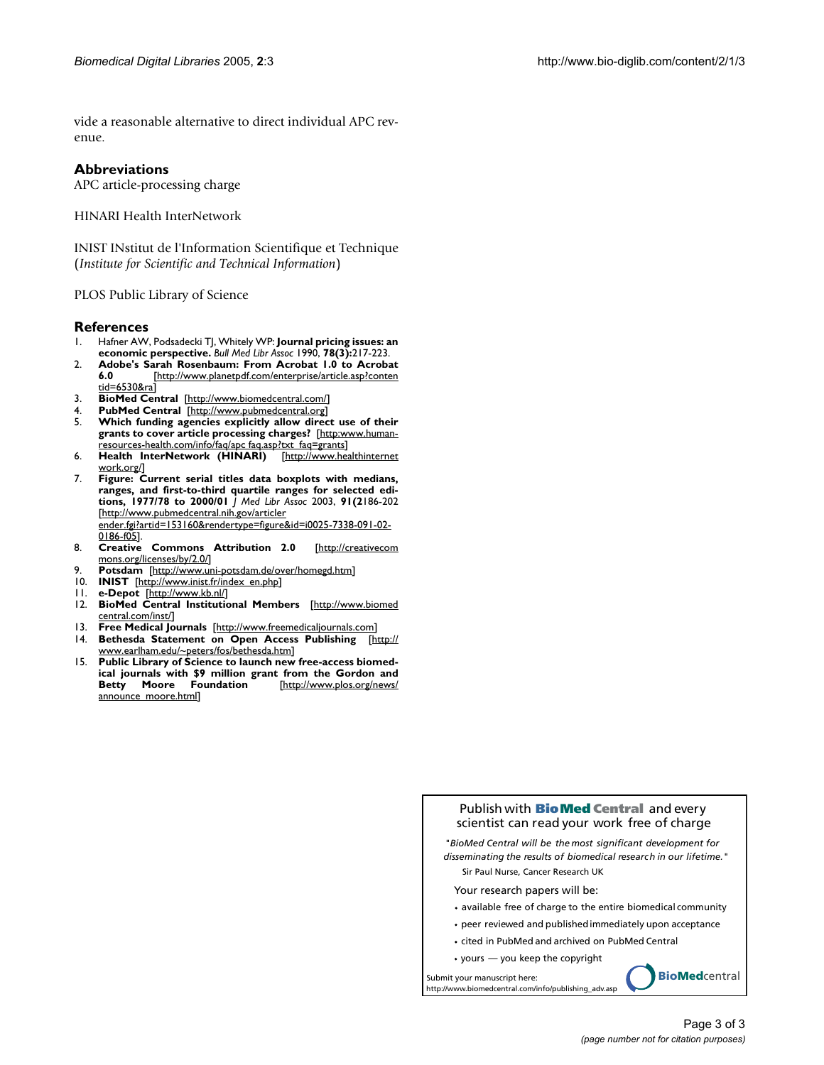vide a reasonable alternative to direct individual APC revenue.

## Abbreviations

APC article-processing charge

HINARI Health InterNetwork

INIST INstitut de l'Information Scientifique et Technique (*Institute for Scientific and Technical Information*)

PLOS Public Library of Science

## References

1. Hafner AW, Podsadecki TJ, Whitely WP: **Journal pricing issues: an economic perspective.** *Bull Med Libr Assoc* 1990, **78(3):**217-223.
2. **Adobe's Sarah Rosenbaum: From Acrobat 1.0 to Acrobat 6.0** [http://www.planetpdf.com/enterprise/article.asp?contentid=6530&ra]
3. **BioMed Central** [http://www.biomedcentral.com/]
4. **PubMed Central** [http://www.pubmedcentral.org]
5. **Which funding agencies explicitly allow direct use of their grants to cover article processing charges?** [http:www.human-resources-health.com/info/faq/apc faq.asp?txt_faq=grants]
6. **Health InterNetwork (HINARI)** [http://www.healthinternetwork.org/]
7. **Figure: Current serial titles data boxplots with medians, ranges, and first-to-third quartile ranges for selected editions, 1977/78 to 2000/01** *J Med Libr Assoc* 2003, **91(2**186-202 [http://www.pubmedcentral.nih.gov/articlerender.fgi?artid=153160&rendertype=figure&id=i0025-7338-091-02-0186-f05].
8. **Creative Commons Attribution 2.0** [http://creativecommons.org/licenses/by/2.0/]
9. **Potsdam** [http://www.uni-potsdam.de/over/homegd.htm]
10. **INIST** [http://www.inist.fr/index_en.php]
11. **e-Depot** [http://www.kb.nl/]
12. **BioMed Central Institutional Members** [http://www.biomedcentral.com/inst/]
13. **Free Medical Journals** [http://www.freemedicaljournals.com]
14. **Bethesda Statement on Open Access Publishing** [http://www.earlham.edu/~peters/fos/bethesda.htm]
15. **Public Library of Science to launch new free-access biomedical journals with $9 million grant from the Gordon and Betty Moore Foundation** [http://www.plos.org/news/announce_moore.html]

Publish with **BioMed Central** and every scientist can read your work free of charge

*"BioMed Central will be the most significant development for disseminating the results of biomedical research in our lifetime."*

Sir Paul Nurse, Cancer Research UK

Your research papers will be:

- available free of charge to the entire biomedical community
- peer reviewed and published immediately upon acceptance
- cited in PubMed and archived on PubMed Central
- yours — you keep the copyright

Submit your manuscript here:
http://www.biomedcentral.com/info/publishing_adv.asp

BioMedcentral